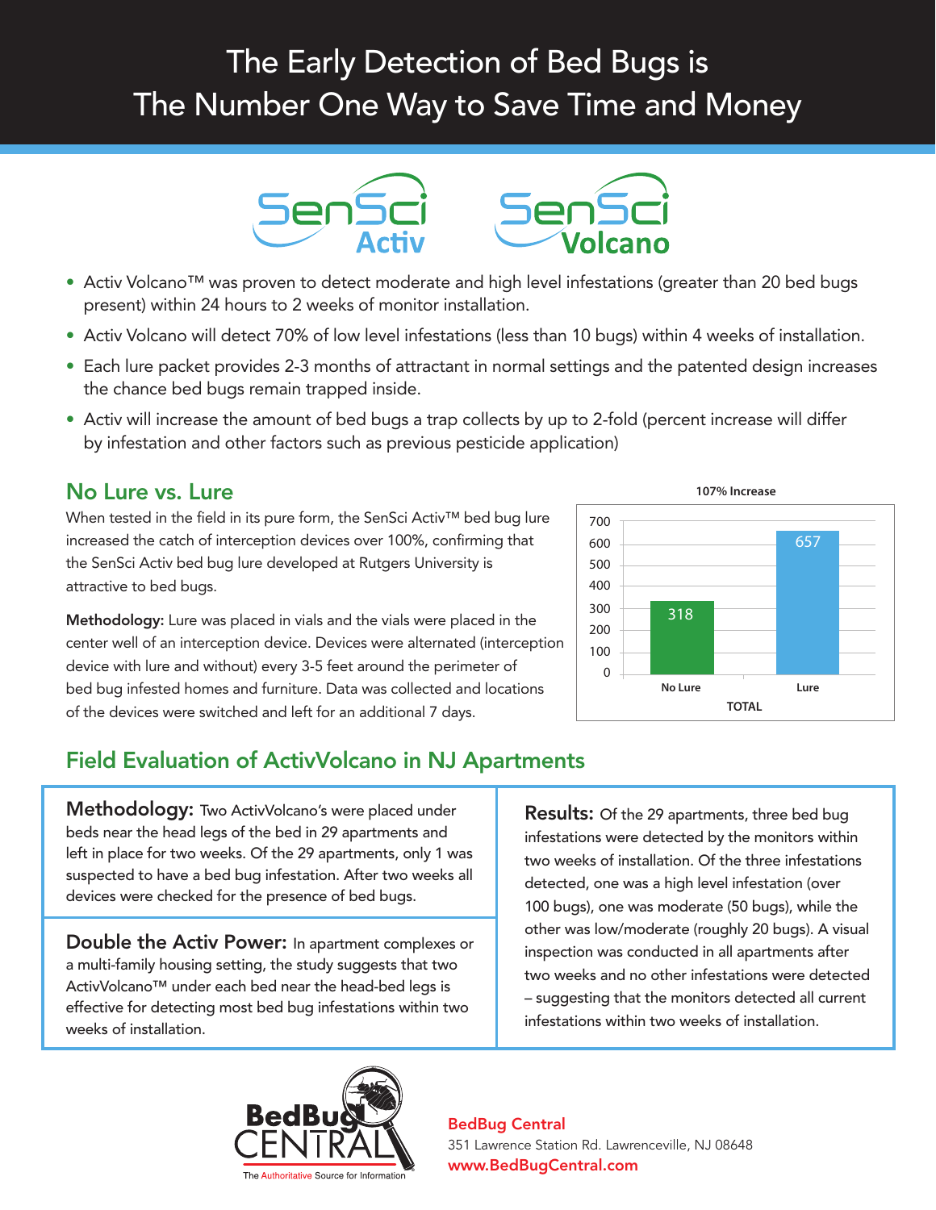# The Early Detection of Bed Bugs is The Number One Way to Save Time and Money

SenSci Activ SenSci Volcano

- Activ Volcano™ was proven to detect moderate and high level infestations (greater than 20 bed bugs present) within 24 hours to 2 weeks of monitor installation.
- Activ Volcano will detect 70% of low level infestations (less than 10 bugs) within 4 weeks of installation.
- Each lure packet provides 2-3 months of attractant in normal settings and the patented design increases the chance bed bugs remain trapped inside.
- Activ will increase the amount of bed bugs a trap collects by up to 2-fold (percent increase will differ by infestation and other factors such as previous pesticide application)

## No Lure vs. Lure

When tested in the field in its pure form, the SenSci Activ™ bed bug lure increased the catch of interception devices over 100%, confirming that the SenSci Activ bed bug lure developed at Rutgers University is attractive to bed bugs.

**Methodology:** Lure was placed in vials and the vials were placed in the center well of an interception device. Devices were alternated (interception device with lure and without) every 3-5 feet around the perimeter of bed bug infested homes and furniture. Data was collected and locations of the devices were switched and left for an additional 7 days.

**107% Increase**

| TOTAL | Count |
|---|---|
| No Lure | 318 |
| Lure | 657 |

## Field Evaluation of ActivVolcano in NJ Apartments

**Methodology:** Two ActivVolcano's were placed under beds near the head legs of the bed in 29 apartments and left in place for two weeks. Of the 29 apartments, only 1 was suspected to have a bed bug infestation. After two weeks all devices were checked for the presence of bed bugs.

**Double the Activ Power:** In apartment complexes or a multi-family housing setting, the study suggests that two ActivVolcano™ under each bed near the head-bed legs is effective for detecting most bed bug infestations within two weeks of installation.

**Results:** Of the 29 apartments, three bed bug infestations were detected by the monitors within two weeks of installation. Of the three infestations detected, one was a high level infestation (over 100 bugs), one was moderate (50 bugs), while the other was low/moderate (roughly 20 bugs). A visual inspection was conducted in all apartments after two weeks and no other infestations were detected – suggesting that the monitors detected all current infestations within two weeks of installation.

BedBug CENTRAL
The Authoritative Source for Information

**BedBug Central**
351 Lawrence Station Rd. Lawrenceville, NJ 08648
**www.BedBugCentral.com**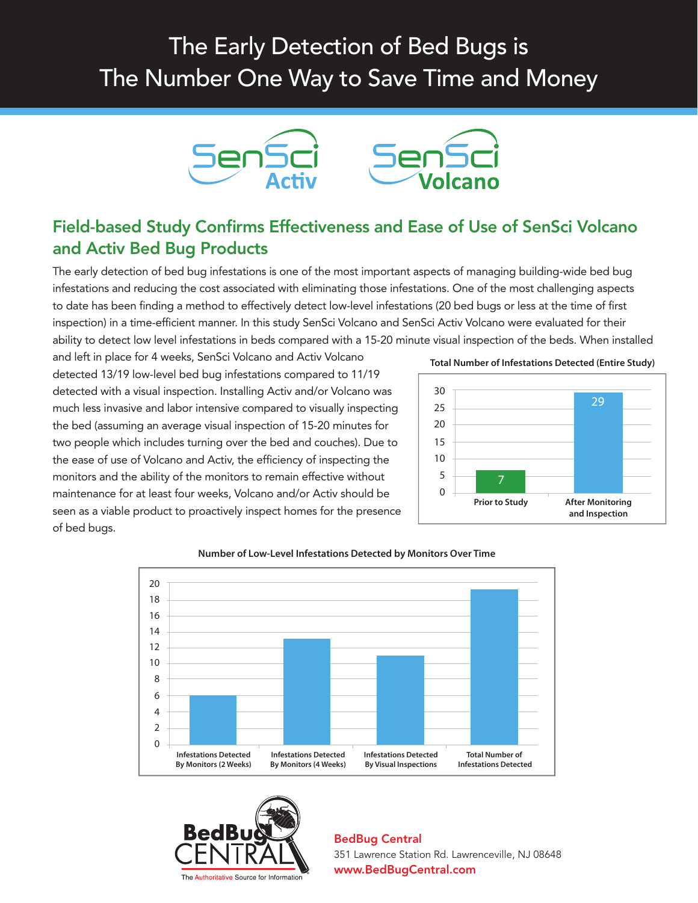# The Early Detection of Bed Bugs is The Number One Way to Save Time and Money

SenSci Activ

SenSci Volcano

## Field-based Study Confirms Effectiveness and Ease of Use of SenSci Volcano and Activ Bed Bug Products

The early detection of bed bug infestations is one of the most important aspects of managing building-wide bed bug infestations and reducing the cost associated with eliminating those infestations. One of the most challenging aspects to date has been finding a method to effectively detect low-level infestations (20 bed bugs or less at the time of first inspection) in a time-efficient manner. In this study SenSci Volcano and SenSci Activ Volcano were evaluated for their ability to detect low level infestations in beds compared with a 15-20 minute visual inspection of the beds. When installed and left in place for 4 weeks, SenSci Volcano and Activ Volcano detected 13/19 low-level bed bug infestations compared to 11/19 detected with a visual inspection. Installing Activ and/or Volcano was much less invasive and labor intensive compared to visually inspecting the bed (assuming an average visual inspection of 15-20 minutes for two people which includes turning over the bed and couches). Due to the ease of use of Volcano and Activ, the efficiency of inspecting the monitors and the ability of the monitors to remain effective without maintenance for at least four weeks, Volcano and/or Activ should be seen as a viable product to proactively inspect homes for the presence of bed bugs.

**Total Number of Infestations Detected (Entire Study)**

30
25
20
15
10
5
0

7
29

Prior to Study
After Monitoring and Inspection

**Number of Low-Level Infestations Detected by Monitors Over Time**

20
18
16
14
12
10
8
6
4
2
0

Infestations Detected By Monitors (2 Weeks)
Infestations Detected By Monitors (4 Weeks)
Infestations Detected By Visual Inspections
Total Number of Infestations Detected

BedBug CENTRAL
The Authoritative Source for Information

**BedBug Central**
351 Lawrence Station Rd. Lawrenceville, NJ 08648
**www.BedBugCentral.com**